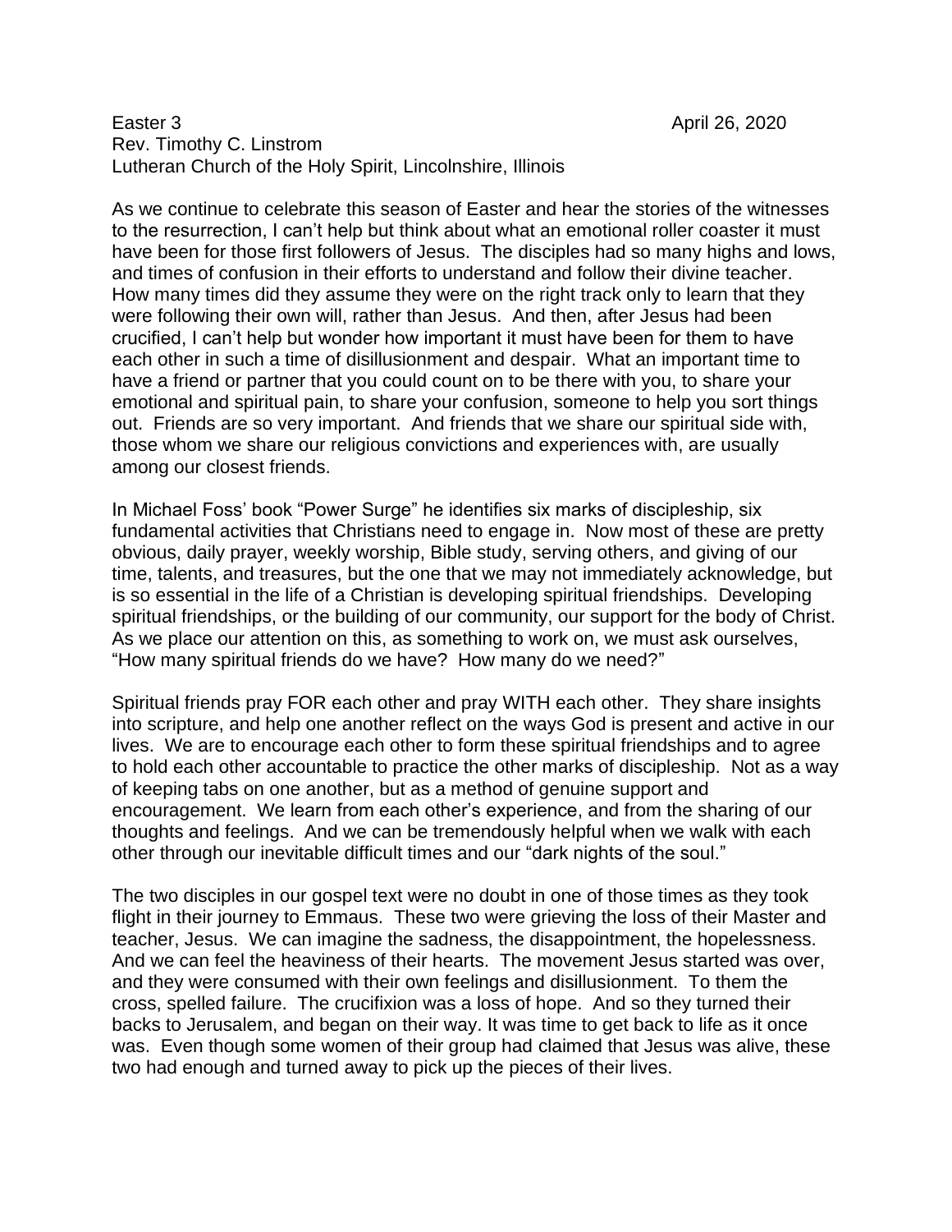Easter 3 April 26, 2020
Rev. Timothy C. Linstrom
Lutheran Church of the Holy Spirit, Lincolnshire, Illinois

As we continue to celebrate this season of Easter and hear the stories of the witnesses to the resurrection, I can't help but think about what an emotional roller coaster it must have been for those first followers of Jesus. The disciples had so many highs and lows, and times of confusion in their efforts to understand and follow their divine teacher. How many times did they assume they were on the right track only to learn that they were following their own will, rather than Jesus. And then, after Jesus had been crucified, I can't help but wonder how important it must have been for them to have each other in such a time of disillusionment and despair. What an important time to have a friend or partner that you could count on to be there with you, to share your emotional and spiritual pain, to share your confusion, someone to help you sort things out. Friends are so very important. And friends that we share our spiritual side with, those whom we share our religious convictions and experiences with, are usually among our closest friends.

In Michael Foss' book "Power Surge" he identifies six marks of discipleship, six fundamental activities that Christians need to engage in. Now most of these are pretty obvious, daily prayer, weekly worship, Bible study, serving others, and giving of our time, talents, and treasures, but the one that we may not immediately acknowledge, but is so essential in the life of a Christian is developing spiritual friendships. Developing spiritual friendships, or the building of our community, our support for the body of Christ. As we place our attention on this, as something to work on, we must ask ourselves, "How many spiritual friends do we have? How many do we need?"

Spiritual friends pray FOR each other and pray WITH each other. They share insights into scripture, and help one another reflect on the ways God is present and active in our lives. We are to encourage each other to form these spiritual friendships and to agree to hold each other accountable to practice the other marks of discipleship. Not as a way of keeping tabs on one another, but as a method of genuine support and encouragement. We learn from each other's experience, and from the sharing of our thoughts and feelings. And we can be tremendously helpful when we walk with each other through our inevitable difficult times and our "dark nights of the soul."

The two disciples in our gospel text were no doubt in one of those times as they took flight in their journey to Emmaus. These two were grieving the loss of their Master and teacher, Jesus. We can imagine the sadness, the disappointment, the hopelessness. And we can feel the heaviness of their hearts. The movement Jesus started was over, and they were consumed with their own feelings and disillusionment. To them the cross, spelled failure. The crucifixion was a loss of hope. And so they turned their backs to Jerusalem, and began on their way. It was time to get back to life as it once was. Even though some women of their group had claimed that Jesus was alive, these two had enough and turned away to pick up the pieces of their lives.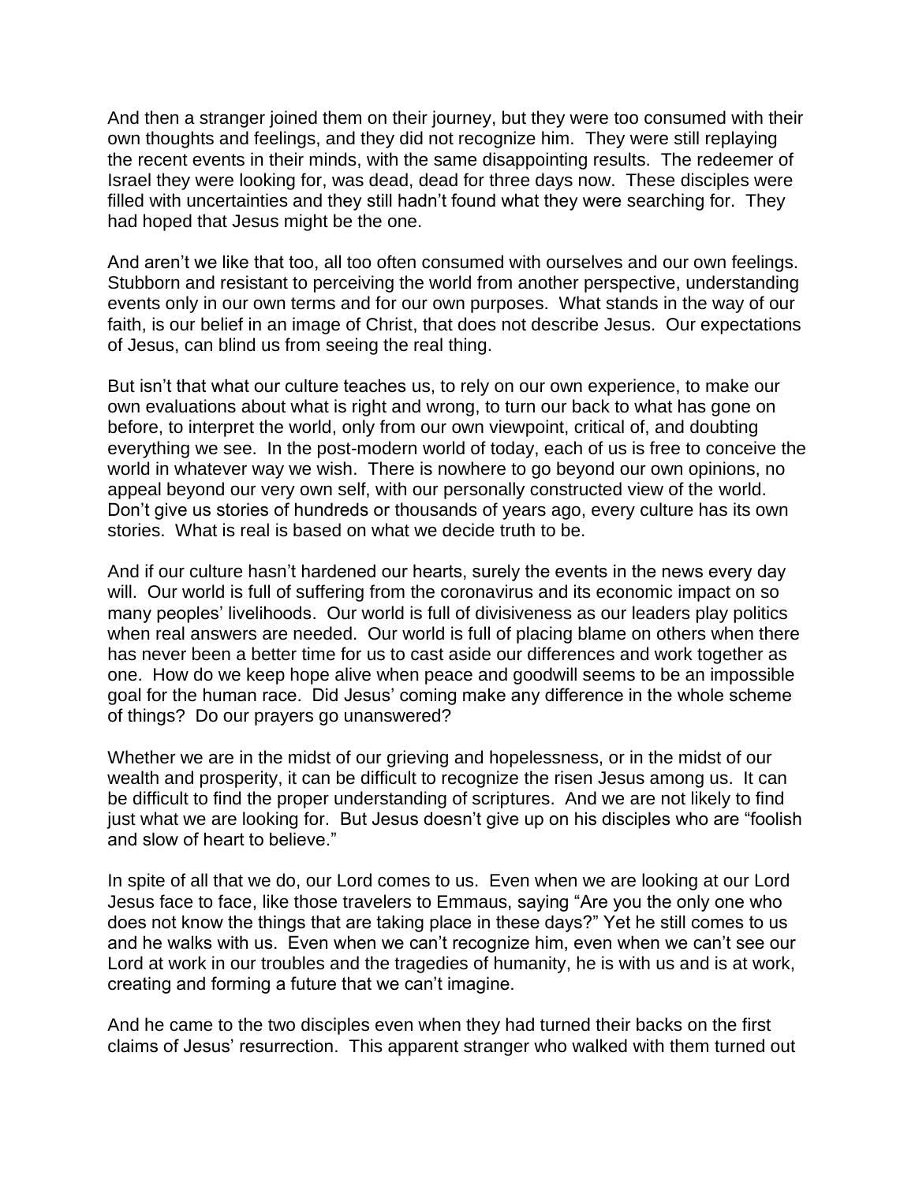And then a stranger joined them on their journey, but they were too consumed with their own thoughts and feelings, and they did not recognize him. They were still replaying the recent events in their minds, with the same disappointing results. The redeemer of Israel they were looking for, was dead, dead for three days now. These disciples were filled with uncertainties and they still hadn't found what they were searching for. They had hoped that Jesus might be the one.

And aren't we like that too, all too often consumed with ourselves and our own feelings. Stubborn and resistant to perceiving the world from another perspective, understanding events only in our own terms and for our own purposes. What stands in the way of our faith, is our belief in an image of Christ, that does not describe Jesus. Our expectations of Jesus, can blind us from seeing the real thing.

But isn't that what our culture teaches us, to rely on our own experience, to make our own evaluations about what is right and wrong, to turn our back to what has gone on before, to interpret the world, only from our own viewpoint, critical of, and doubting everything we see. In the post-modern world of today, each of us is free to conceive the world in whatever way we wish. There is nowhere to go beyond our own opinions, no appeal beyond our very own self, with our personally constructed view of the world. Don't give us stories of hundreds or thousands of years ago, every culture has its own stories. What is real is based on what we decide truth to be.

And if our culture hasn't hardened our hearts, surely the events in the news every day will. Our world is full of suffering from the coronavirus and its economic impact on so many peoples' livelihoods. Our world is full of divisiveness as our leaders play politics when real answers are needed. Our world is full of placing blame on others when there has never been a better time for us to cast aside our differences and work together as one. How do we keep hope alive when peace and goodwill seems to be an impossible goal for the human race. Did Jesus' coming make any difference in the whole scheme of things? Do our prayers go unanswered?

Whether we are in the midst of our grieving and hopelessness, or in the midst of our wealth and prosperity, it can be difficult to recognize the risen Jesus among us. It can be difficult to find the proper understanding of scriptures. And we are not likely to find just what we are looking for. But Jesus doesn't give up on his disciples who are "foolish and slow of heart to believe."

In spite of all that we do, our Lord comes to us. Even when we are looking at our Lord Jesus face to face, like those travelers to Emmaus, saying "Are you the only one who does not know the things that are taking place in these days?" Yet he still comes to us and he walks with us. Even when we can't recognize him, even when we can't see our Lord at work in our troubles and the tragedies of humanity, he is with us and is at work, creating and forming a future that we can't imagine.

And he came to the two disciples even when they had turned their backs on the first claims of Jesus' resurrection. This apparent stranger who walked with them turned out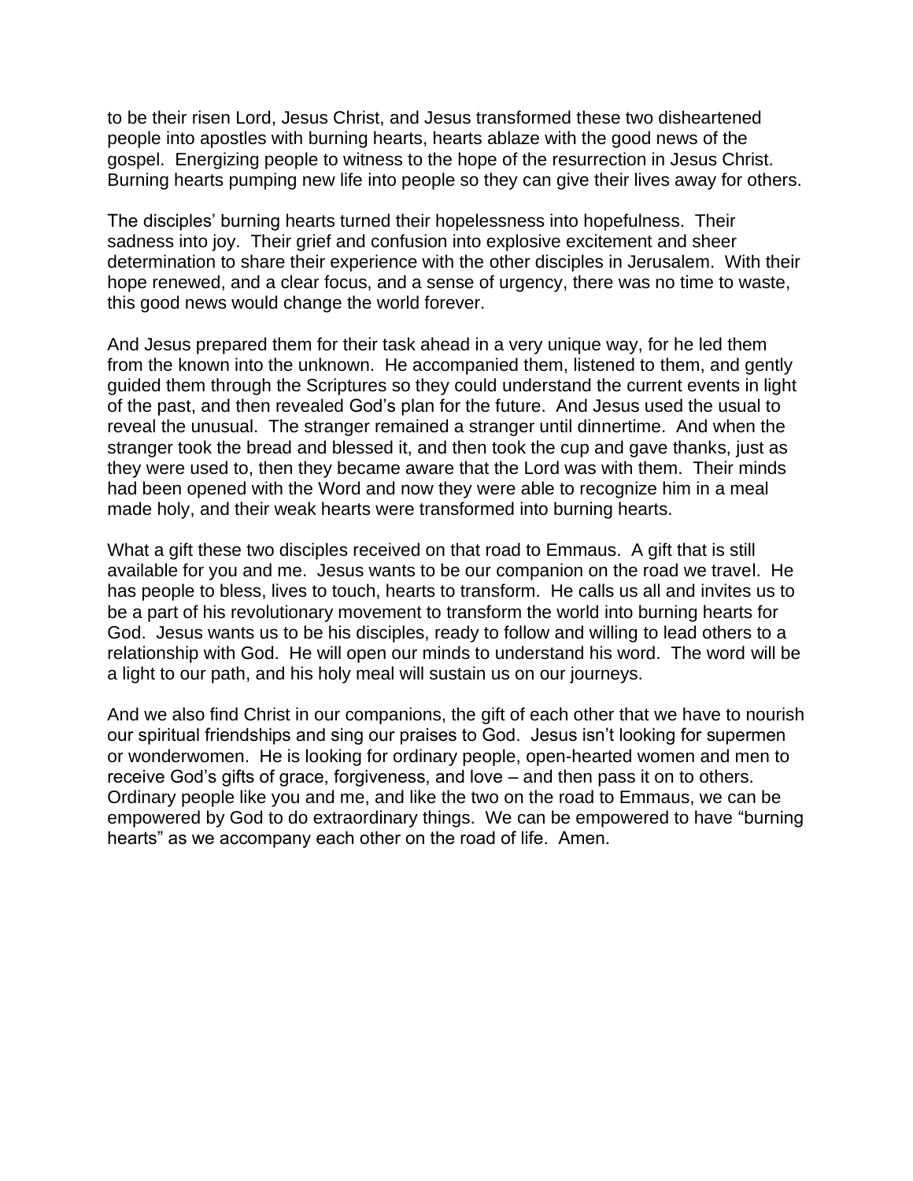to be their risen Lord, Jesus Christ, and Jesus transformed these two disheartened people into apostles with burning hearts, hearts ablaze with the good news of the gospel. Energizing people to witness to the hope of the resurrection in Jesus Christ. Burning hearts pumping new life into people so they can give their lives away for others.

The disciples' burning hearts turned their hopelessness into hopefulness. Their sadness into joy. Their grief and confusion into explosive excitement and sheer determination to share their experience with the other disciples in Jerusalem. With their hope renewed, and a clear focus, and a sense of urgency, there was no time to waste, this good news would change the world forever.

And Jesus prepared them for their task ahead in a very unique way, for he led them from the known into the unknown. He accompanied them, listened to them, and gently guided them through the Scriptures so they could understand the current events in light of the past, and then revealed God's plan for the future. And Jesus used the usual to reveal the unusual. The stranger remained a stranger until dinnertime. And when the stranger took the bread and blessed it, and then took the cup and gave thanks, just as they were used to, then they became aware that the Lord was with them. Their minds had been opened with the Word and now they were able to recognize him in a meal made holy, and their weak hearts were transformed into burning hearts.

What a gift these two disciples received on that road to Emmaus. A gift that is still available for you and me. Jesus wants to be our companion on the road we travel. He has people to bless, lives to touch, hearts to transform. He calls us all and invites us to be a part of his revolutionary movement to transform the world into burning hearts for God. Jesus wants us to be his disciples, ready to follow and willing to lead others to a relationship with God. He will open our minds to understand his word. The word will be a light to our path, and his holy meal will sustain us on our journeys.

And we also find Christ in our companions, the gift of each other that we have to nourish our spiritual friendships and sing our praises to God. Jesus isn't looking for supermen or wonderwomen. He is looking for ordinary people, open-hearted women and men to receive God's gifts of grace, forgiveness, and love – and then pass it on to others. Ordinary people like you and me, and like the two on the road to Emmaus, we can be empowered by God to do extraordinary things. We can be empowered to have "burning hearts" as we accompany each other on the road of life. Amen.